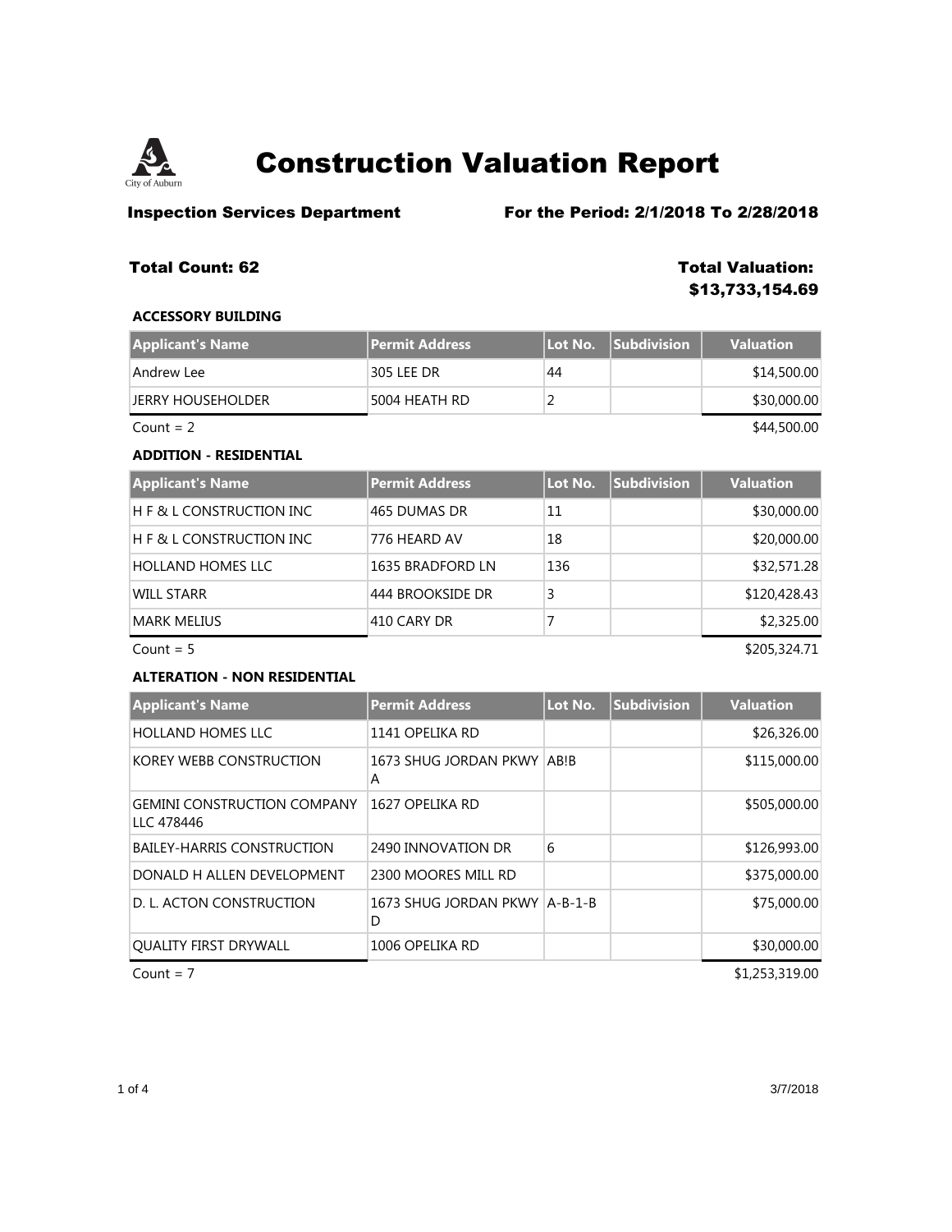# Construction Valuation Report

**Inspection Services Department** **For the Period: 2/1/2018 To 2/28/2018**

**Total Count: 62** **Total Valuation: $13,733,154.69**

### ACCESSORY BUILDING

| Applicant's Name | Permit Address | Lot No. | Subdivision | Valuation |
|---|---|---|---|---|
| Andrew Lee | 305 LEE DR | 44 | | $14,500.00 |
| JERRY HOUSEHOLDER | 5004 HEATH RD | 2 | | $30,000.00 |

Count = 2 $44,500.00

### ADDITION - RESIDENTIAL

| Applicant's Name | Permit Address | Lot No. | Subdivision | Valuation |
|---|---|---|---|---|
| H F & L CONSTRUCTION INC | 465 DUMAS DR | 11 | | $30,000.00 |
| H F & L CONSTRUCTION INC | 776 HEARD AV | 18 | | $20,000.00 |
| HOLLAND HOMES LLC | 1635 BRADFORD LN | 136 | | $32,571.28 |
| WILL STARR | 444 BROOKSIDE DR | 3 | | $120,428.43 |
| MARK MELIUS | 410 CARY DR | 7 | | $2,325.00 |

Count = 5 $205,324.71

### ALTERATION - NON RESIDENTIAL

| Applicant's Name | Permit Address | Lot No. | Subdivision | Valuation |
|---|---|---|---|---|
| HOLLAND HOMES LLC | 1141 OPELIKA RD | | | $26,326.00 |
| KOREY WEBB CONSTRUCTION | 1673 SHUG JORDAN PKWY A | AB!B | | $115,000.00 |
| GEMINI CONSTRUCTION COMPANY LLC 478446 | 1627 OPELIKA RD | | | $505,000.00 |
| BAILEY-HARRIS CONSTRUCTION | 2490 INNOVATION DR | 6 | | $126,993.00 |
| DONALD H ALLEN DEVELOPMENT | 2300 MOORES MILL RD | | | $375,000.00 |
| D. L. ACTON CONSTRUCTION | 1673 SHUG JORDAN PKWY D | A-B-1-B | | $75,000.00 |
| QUALITY FIRST DRYWALL | 1006 OPELIKA RD | | | $30,000.00 |

Count = 7 $1,253,319.00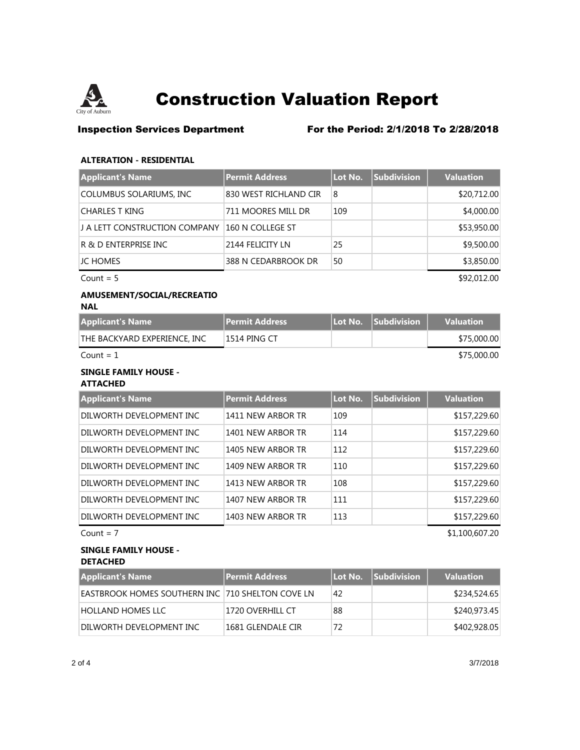# Construction Valuation Report

**Inspection Services Department** **For the Period: 2/1/2018 To 2/28/2018**

### ALTERATION - RESIDENTIAL

| Applicant's Name | Permit Address | Lot No. | Subdivision | Valuation |
|---|---|---|---|---|
| COLUMBUS SOLARIUMS, INC | 830 WEST RICHLAND CIR | 8 | | $20,712.00 |
| CHARLES T KING | 711 MOORES MILL DR | 109 | | $4,000.00 |
| J A LETT CONSTRUCTION COMPANY | 160 N COLLEGE ST | | | $53,950.00 |
| R & D ENTERPRISE INC | 2144 FELICITY LN | 25 | | $9,500.00 |
| JC HOMES | 388 N CEDARBROOK DR | 50 | | $3,850.00 |
| Count = 5 | | | | $92,012.00 |

### AMUSEMENT/SOCIAL/RECREATIONAL

| Applicant's Name | Permit Address | Lot No. | Subdivision | Valuation |
|---|---|---|---|---|
| THE BACKYARD EXPERIENCE, INC | 1514 PING CT | | | $75,000.00 |
| Count = 1 | | | | $75,000.00 |

### SINGLE FAMILY HOUSE - ATTACHED

| Applicant's Name | Permit Address | Lot No. | Subdivision | Valuation |
|---|---|---|---|---|
| DILWORTH DEVELOPMENT INC | 1411 NEW ARBOR TR | 109 | | $157,229.60 |
| DILWORTH DEVELOPMENT INC | 1401 NEW ARBOR TR | 114 | | $157,229.60 |
| DILWORTH DEVELOPMENT INC | 1405 NEW ARBOR TR | 112 | | $157,229.60 |
| DILWORTH DEVELOPMENT INC | 1409 NEW ARBOR TR | 110 | | $157,229.60 |
| DILWORTH DEVELOPMENT INC | 1413 NEW ARBOR TR | 108 | | $157,229.60 |
| DILWORTH DEVELOPMENT INC | 1407 NEW ARBOR TR | 111 | | $157,229.60 |
| DILWORTH DEVELOPMENT INC | 1403 NEW ARBOR TR | 113 | | $157,229.60 |
| Count = 7 | | | | $1,100,607.20 |

### SINGLE FAMILY HOUSE - DETACHED

| Applicant's Name | Permit Address | Lot No. | Subdivision | Valuation |
|---|---|---|---|---|
| EASTBROOK HOMES SOUTHERN INC | 710 SHELTON COVE LN | 42 | | $234,524.65 |
| HOLLAND HOMES LLC | 1720 OVERHILL CT | 88 | | $240,973.45 |
| DILWORTH DEVELOPMENT INC | 1681 GLENDALE CIR | 72 | | $402,928.05 |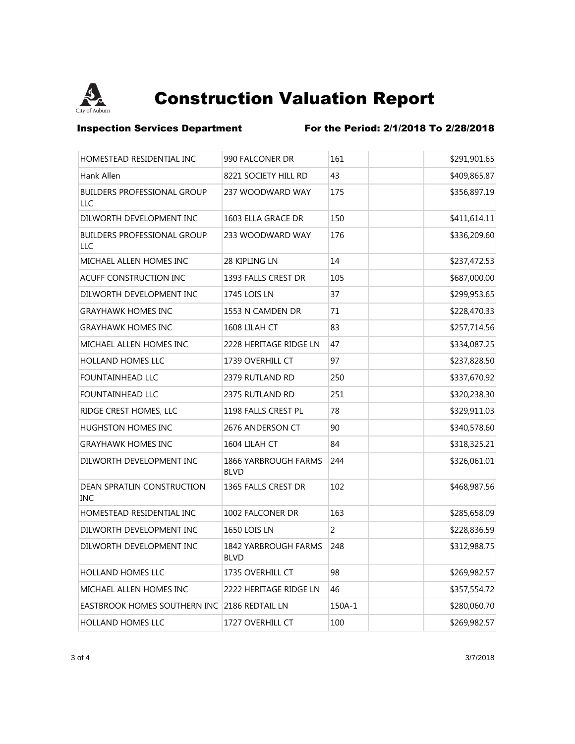# Construction Valuation Report

**Inspection Services Department** **For the Period: 2/1/2018 To 2/28/2018**

| | | | | |
|---|---|---|---|---|
| HOMESTEAD RESIDENTIAL INC | 990 FALCONER DR | 161 | | $291,901.65 |
| Hank Allen | 8221 SOCIETY HILL RD | 43 | | $409,865.87 |
| BUILDERS PROFESSIONAL GROUP LLC | 237 WOODWARD WAY | 175 | | $356,897.19 |
| DILWORTH DEVELOPMENT INC | 1603 ELLA GRACE DR | 150 | | $411,614.11 |
| BUILDERS PROFESSIONAL GROUP LLC | 233 WOODWARD WAY | 176 | | $336,209.60 |
| MICHAEL ALLEN HOMES INC | 28 KIPLING LN | 14 | | $237,472.53 |
| ACUFF CONSTRUCTION INC | 1393 FALLS CREST DR | 105 | | $687,000.00 |
| DILWORTH DEVELOPMENT INC | 1745 LOIS LN | 37 | | $299,953.65 |
| GRAYHAWK HOMES INC | 1553 N CAMDEN DR | 71 | | $228,470.33 |
| GRAYHAWK HOMES INC | 1608 LILAH CT | 83 | | $257,714.56 |
| MICHAEL ALLEN HOMES INC | 2228 HERITAGE RIDGE LN | 47 | | $334,087.25 |
| HOLLAND HOMES LLC | 1739 OVERHILL CT | 97 | | $237,828.50 |
| FOUNTAINHEAD LLC | 2379 RUTLAND RD | 250 | | $337,670.92 |
| FOUNTAINHEAD LLC | 2375 RUTLAND RD | 251 | | $320,238.30 |
| RIDGE CREST HOMES, LLC | 1198 FALLS CREST PL | 78 | | $329,911.03 |
| HUGHSTON HOMES INC | 2676 ANDERSON CT | 90 | | $340,578.60 |
| GRAYHAWK HOMES INC | 1604 LILAH CT | 84 | | $318,325.21 |
| DILWORTH DEVELOPMENT INC | 1866 YARBROUGH FARMS BLVD | 244 | | $326,061.01 |
| DEAN SPRATLIN CONSTRUCTION INC | 1365 FALLS CREST DR | 102 | | $468,987.56 |
| HOMESTEAD RESIDENTIAL INC | 1002 FALCONER DR | 163 | | $285,658.09 |
| DILWORTH DEVELOPMENT INC | 1650 LOIS LN | 2 | | $228,836.59 |
| DILWORTH DEVELOPMENT INC | 1842 YARBROUGH FARMS BLVD | 248 | | $312,988.75 |
| HOLLAND HOMES LLC | 1735 OVERHILL CT | 98 | | $269,982.57 |
| MICHAEL ALLEN HOMES INC | 2222 HERITAGE RIDGE LN | 46 | | $357,554.72 |
| EASTBROOK HOMES SOUTHERN INC | 2186 REDTAIL LN | 150A-1 | | $280,060.70 |
| HOLLAND HOMES LLC | 1727 OVERHILL CT | 100 | | $269,982.57 |

3/7/2018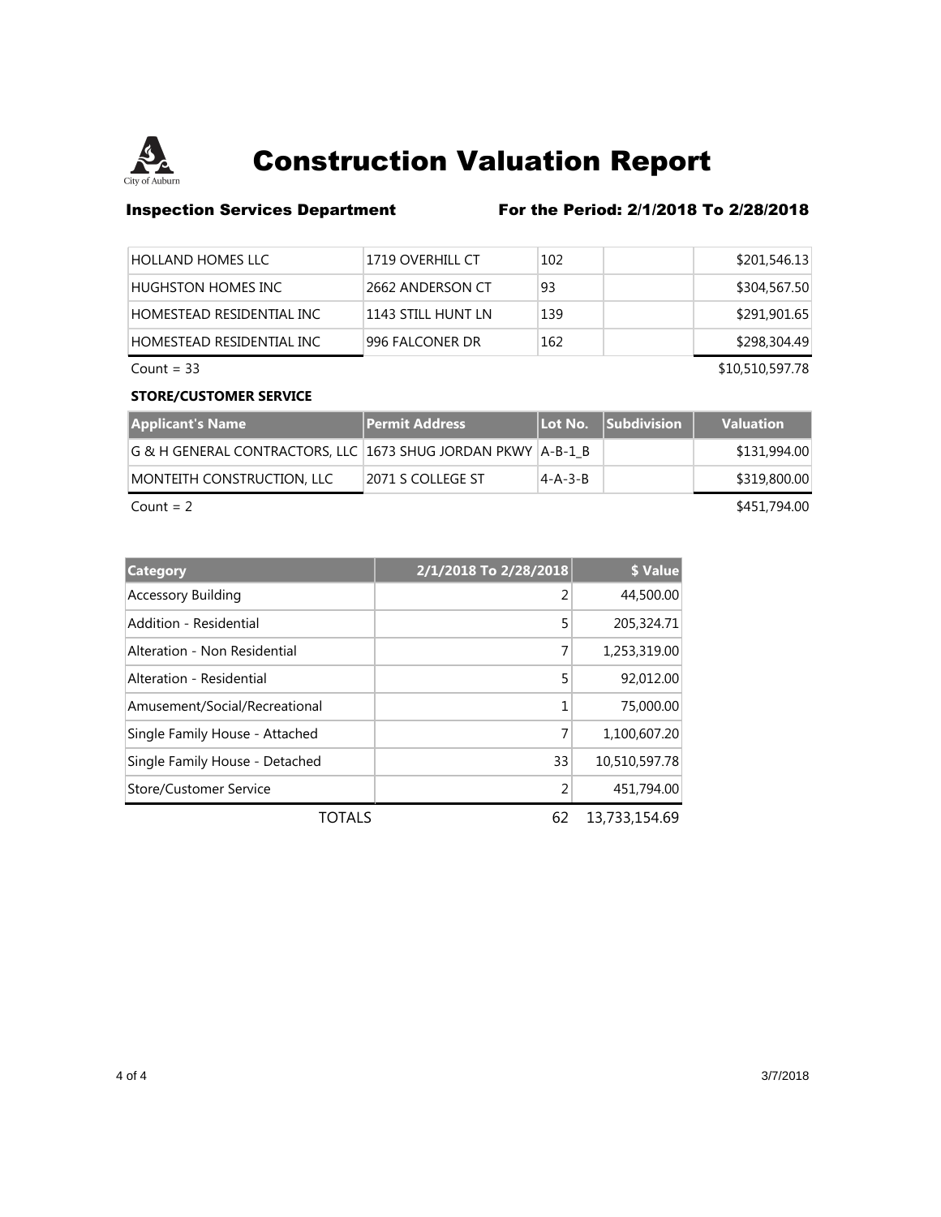# Construction Valuation Report

**Inspection Services Department** **For the Period: 2/1/2018 To 2/28/2018**

| | | | | |
|---|---|---|---|---|
| HOLLAND HOMES LLC | 1719 OVERHILL CT | 102 | | $201,546.13 |
| HUGHSTON HOMES INC | 2662 ANDERSON CT | 93 | | $304,567.50 |
| HOMESTEAD RESIDENTIAL INC | 1143 STILL HUNT LN | 139 | | $291,901.65 |
| HOMESTEAD RESIDENTIAL INC | 996 FALCONER DR | 162 | | $298,304.49 |
| Count = 33 | | | | $10,510,597.78 |

**STORE/CUSTOMER SERVICE**

| Applicant's Name | Permit Address | Lot No. | Subdivision | Valuation |
|---|---|---|---|---|
| G & H GENERAL CONTRACTORS, LLC | 1673 SHUG JORDAN PKWY | A-B-1_B | | $131,994.00 |
| MONTEITH CONSTRUCTION, LLC | 2071 S COLLEGE ST | 4-A-3-B | | $319,800.00 |
| Count = 2 | | | | $451,794.00 |

| Category | 2/1/2018 To 2/28/2018 | $ Value |
|---|---|---|
| Accessory Building | 2 | 44,500.00 |
| Addition - Residential | 5 | 205,324.71 |
| Alteration - Non Residential | 7 | 1,253,319.00 |
| Alteration - Residential | 5 | 92,012.00 |
| Amusement/Social/Recreational | 1 | 75,000.00 |
| Single Family House - Attached | 7 | 1,100,607.20 |
| Single Family House - Detached | 33 | 10,510,597.78 |
| Store/Customer Service | 2 | 451,794.00 |
| TOTALS | 62 | 13,733,154.69 |